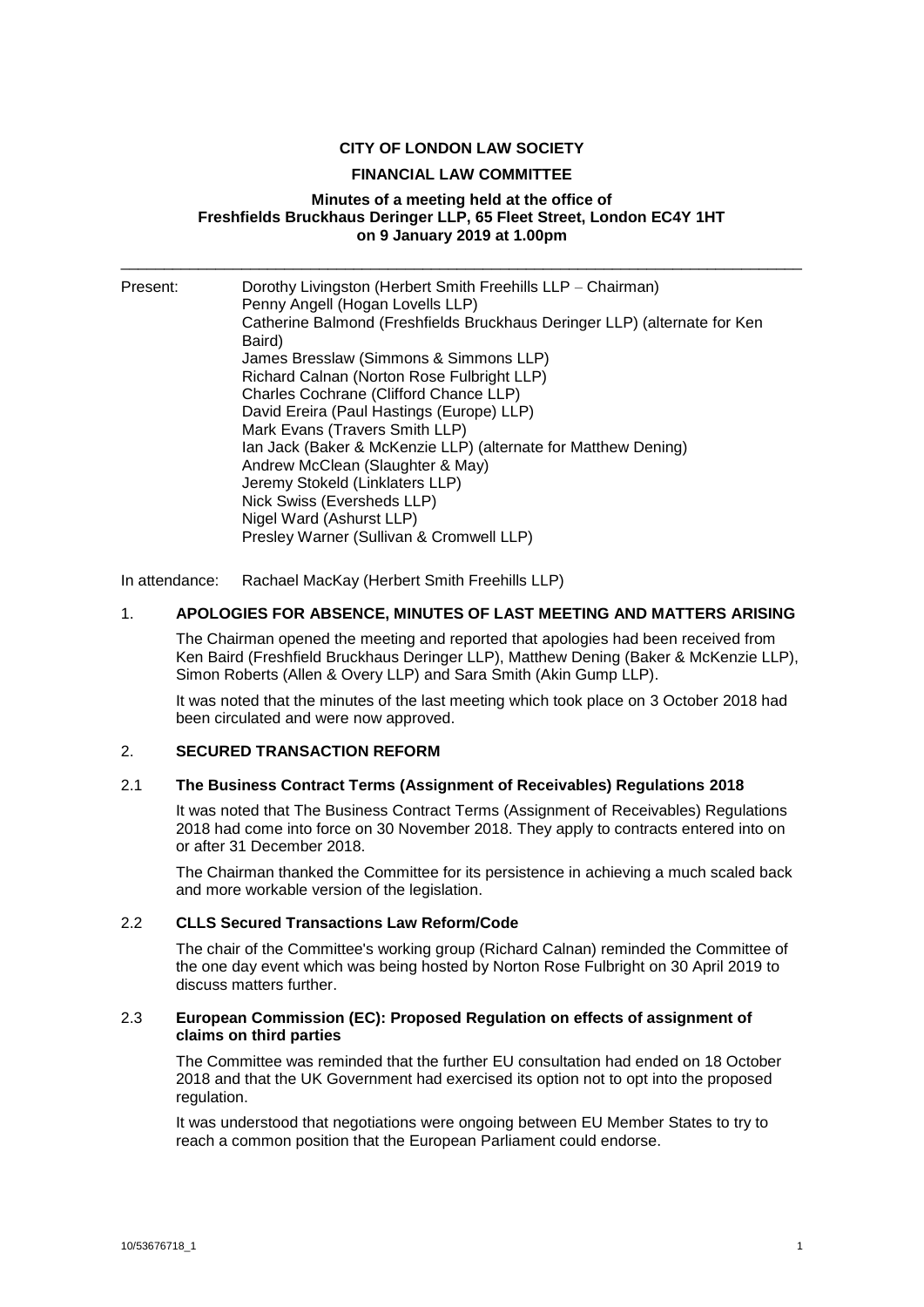**CITY OF LONDON LAW SOCIETY**

**FINANCIAL LAW COMMITTEE**

**Minutes of a meeting held at the office of Freshfields Bruckhaus Deringer LLP, 65 Fleet Street, London EC4Y 1HT on 9 January 2019 at 1.00pm**

---

Present:

Dorothy Livingston (Herbert Smith Freehills LLP – Chairman)
Penny Angell (Hogan Lovells LLP)
Catherine Balmond (Freshfields Bruckhaus Deringer LLP) (alternate for Ken Baird)
James Bresslaw (Simmons & Simmons LLP)
Richard Calnan (Norton Rose Fulbright LLP)
Charles Cochrane (Clifford Chance LLP)
David Ereira (Paul Hastings (Europe) LLP)
Mark Evans (Travers Smith LLP)
Ian Jack (Baker & McKenzie LLP) (alternate for Matthew Dening)
Andrew McClean (Slaughter & May)
Jeremy Stokeld (Linklaters LLP)
Nick Swiss (Eversheds LLP)
Nigel Ward (Ashurst LLP)
Presley Warner (Sullivan & Cromwell LLP)

In attendance: Rachael MacKay (Herbert Smith Freehills LLP)

## 1. APOLOGIES FOR ABSENCE, MINUTES OF LAST MEETING AND MATTERS ARISING

The Chairman opened the meeting and reported that apologies had been received from Ken Baird (Freshfield Bruckhaus Deringer LLP), Matthew Dening (Baker & McKenzie LLP), Simon Roberts (Allen & Overy LLP) and Sara Smith (Akin Gump LLP).

It was noted that the minutes of the last meeting which took place on 3 October 2018 had been circulated and were now approved.

## 2. SECURED TRANSACTION REFORM

### 2.1 The Business Contract Terms (Assignment of Receivables) Regulations 2018

It was noted that The Business Contract Terms (Assignment of Receivables) Regulations 2018 had come into force on 30 November 2018. They apply to contracts entered into on or after 31 December 2018.

The Chairman thanked the Committee for its persistence in achieving a much scaled back and more workable version of the legislation.

### 2.2 CLLS Secured Transactions Law Reform/Code

The chair of the Committee's working group (Richard Calnan) reminded the Committee of the one day event which was being hosted by Norton Rose Fulbright on 30 April 2019 to discuss matters further.

### 2.3 European Commission (EC): Proposed Regulation on effects of assignment of claims on third parties

The Committee was reminded that the further EU consultation had ended on 18 October 2018 and that the UK Government had exercised its option not to opt into the proposed regulation.

It was understood that negotiations were ongoing between EU Member States to try to reach a common position that the European Parliament could endorse.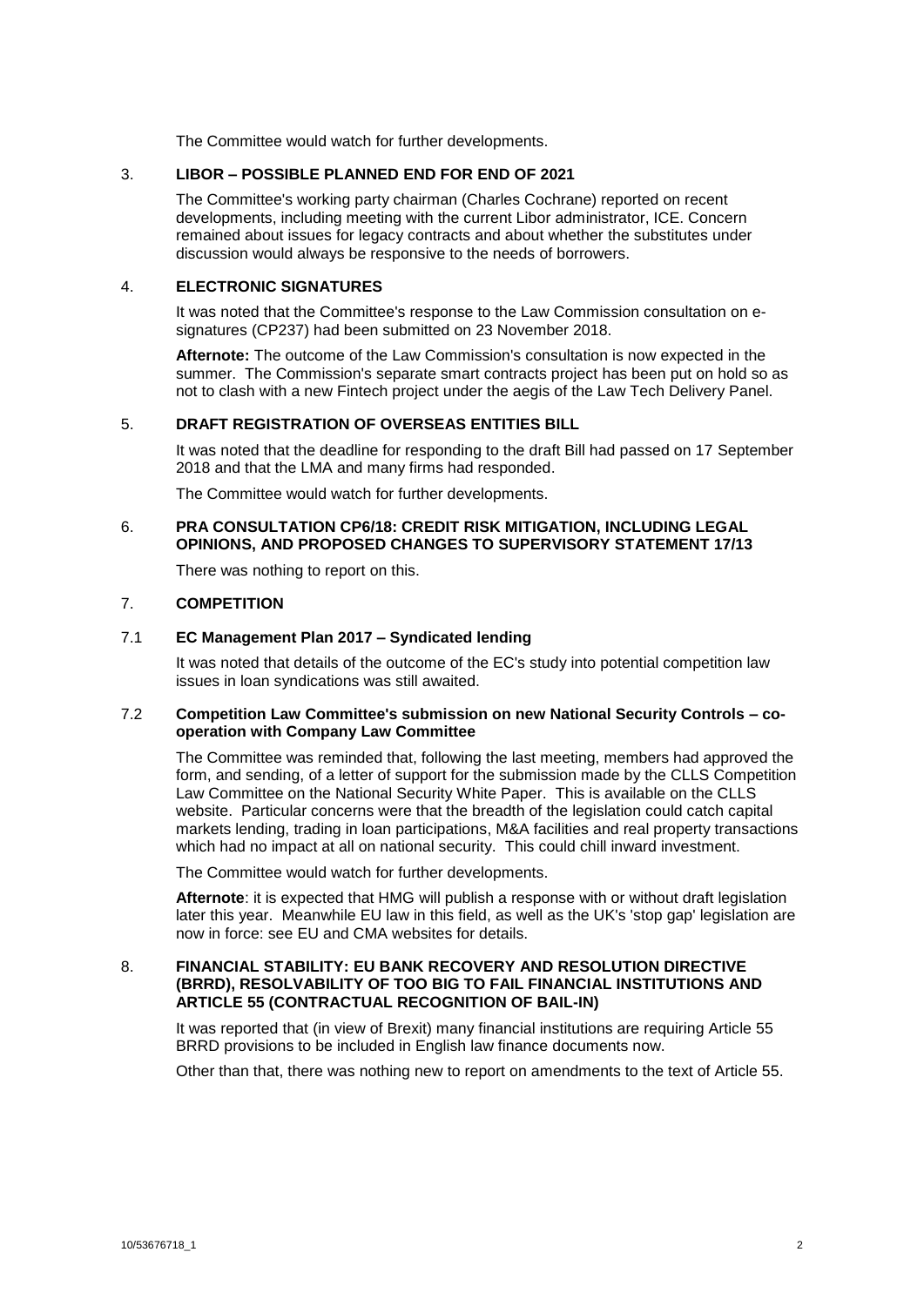The Committee would watch for further developments.

## 3. LIBOR – POSSIBLE PLANNED END FOR END OF 2021

The Committee's working party chairman (Charles Cochrane) reported on recent developments, including meeting with the current Libor administrator, ICE. Concern remained about issues for legacy contracts and about whether the substitutes under discussion would always be responsive to the needs of borrowers.

## 4. ELECTRONIC SIGNATURES

It was noted that the Committee's response to the Law Commission consultation on e-signatures (CP237) had been submitted on 23 November 2018.

**Afternote:** The outcome of the Law Commission's consultation is now expected in the summer. The Commission's separate smart contracts project has been put on hold so as not to clash with a new Fintech project under the aegis of the Law Tech Delivery Panel.

## 5. DRAFT REGISTRATION OF OVERSEAS ENTITIES BILL

It was noted that the deadline for responding to the draft Bill had passed on 17 September 2018 and that the LMA and many firms had responded.

The Committee would watch for further developments.

## 6. PRA CONSULTATION CP6/18: CREDIT RISK MITIGATION, INCLUDING LEGAL OPINIONS, AND PROPOSED CHANGES TO SUPERVISORY STATEMENT 17/13

There was nothing to report on this.

## 7. COMPETITION

### 7.1 EC Management Plan 2017 – Syndicated lending

It was noted that details of the outcome of the EC's study into potential competition law issues in loan syndications was still awaited.

### 7.2 Competition Law Committee's submission on new National Security Controls – co-operation with Company Law Committee

The Committee was reminded that, following the last meeting, members had approved the form, and sending, of a letter of support for the submission made by the CLLS Competition Law Committee on the National Security White Paper. This is available on the CLLS website. Particular concerns were that the breadth of the legislation could catch capital markets lending, trading in loan participations, M&A facilities and real property transactions which had no impact at all on national security. This could chill inward investment.

The Committee would watch for further developments.

**Afternote**: it is expected that HMG will publish a response with or without draft legislation later this year. Meanwhile EU law in this field, as well as the UK's 'stop gap' legislation are now in force: see EU and CMA websites for details.

## 8. FINANCIAL STABILITY: EU BANK RECOVERY AND RESOLUTION DIRECTIVE (BRRD), RESOLVABILITY OF TOO BIG TO FAIL FINANCIAL INSTITUTIONS AND ARTICLE 55 (CONTRACTUAL RECOGNITION OF BAIL-IN)

It was reported that (in view of Brexit) many financial institutions are requiring Article 55 BRRD provisions to be included in English law finance documents now.

Other than that, there was nothing new to report on amendments to the text of Article 55.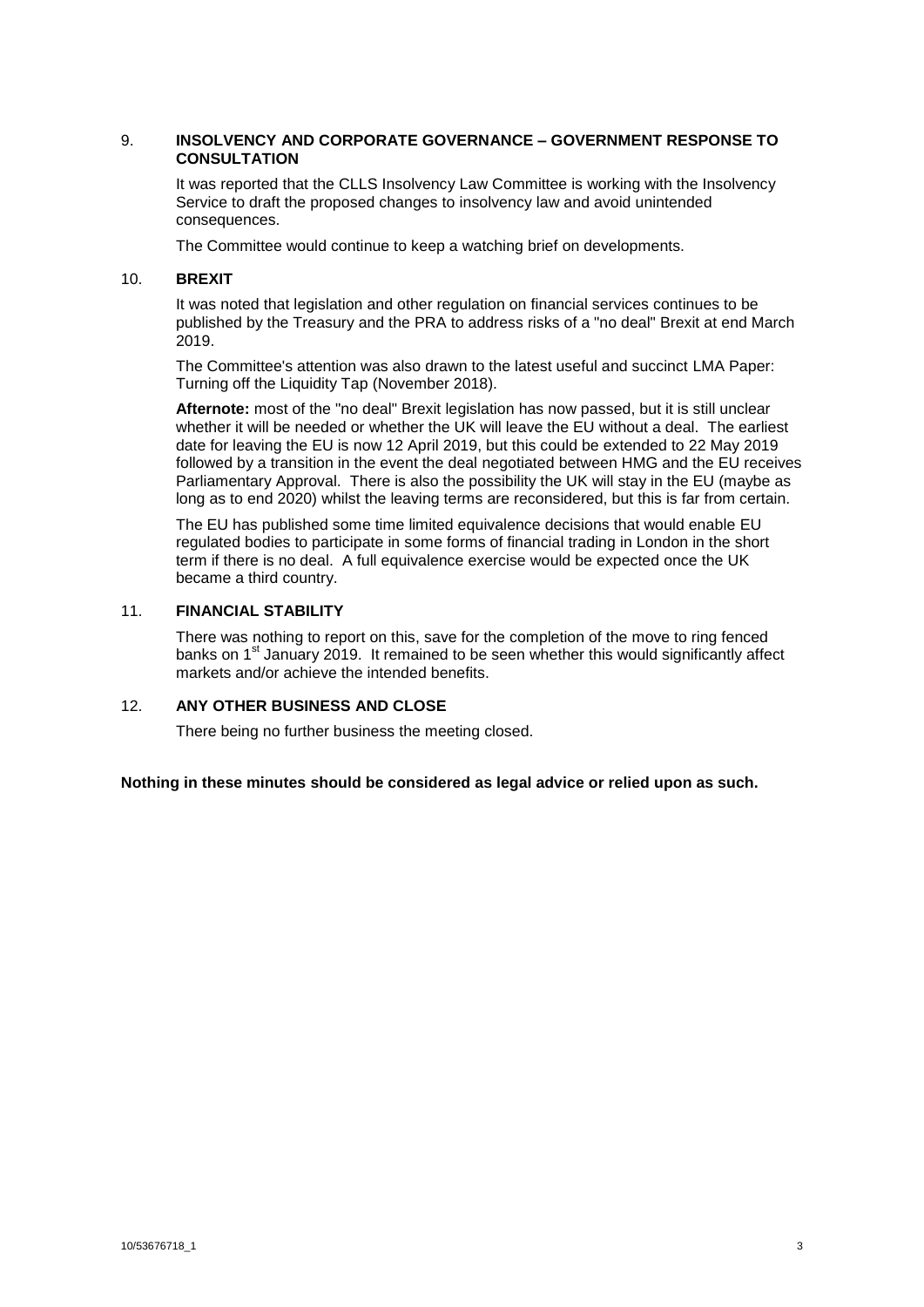## 9. INSOLVENCY AND CORPORATE GOVERNANCE – GOVERNMENT RESPONSE TO CONSULTATION

It was reported that the CLLS Insolvency Law Committee is working with the Insolvency Service to draft the proposed changes to insolvency law and avoid unintended consequences.

The Committee would continue to keep a watching brief on developments.

## 10. BREXIT

It was noted that legislation and other regulation on financial services continues to be published by the Treasury and the PRA to address risks of a "no deal" Brexit at end March 2019.

The Committee's attention was also drawn to the latest useful and succinct LMA Paper: Turning off the Liquidity Tap (November 2018).

**Afternote:** most of the "no deal" Brexit legislation has now passed, but it is still unclear whether it will be needed or whether the UK will leave the EU without a deal. The earliest date for leaving the EU is now 12 April 2019, but this could be extended to 22 May 2019 followed by a transition in the event the deal negotiated between HMG and the EU receives Parliamentary Approval. There is also the possibility the UK will stay in the EU (maybe as long as to end 2020) whilst the leaving terms are reconsidered, but this is far from certain.

The EU has published some time limited equivalence decisions that would enable EU regulated bodies to participate in some forms of financial trading in London in the short term if there is no deal. A full equivalence exercise would be expected once the UK became a third country.

## 11. FINANCIAL STABILITY

There was nothing to report on this, save for the completion of the move to ring fenced banks on 1st January 2019. It remained to be seen whether this would significantly affect markets and/or achieve the intended benefits.

## 12. ANY OTHER BUSINESS AND CLOSE

There being no further business the meeting closed.

**Nothing in these minutes should be considered as legal advice or relied upon as such.**

10/53676718_1